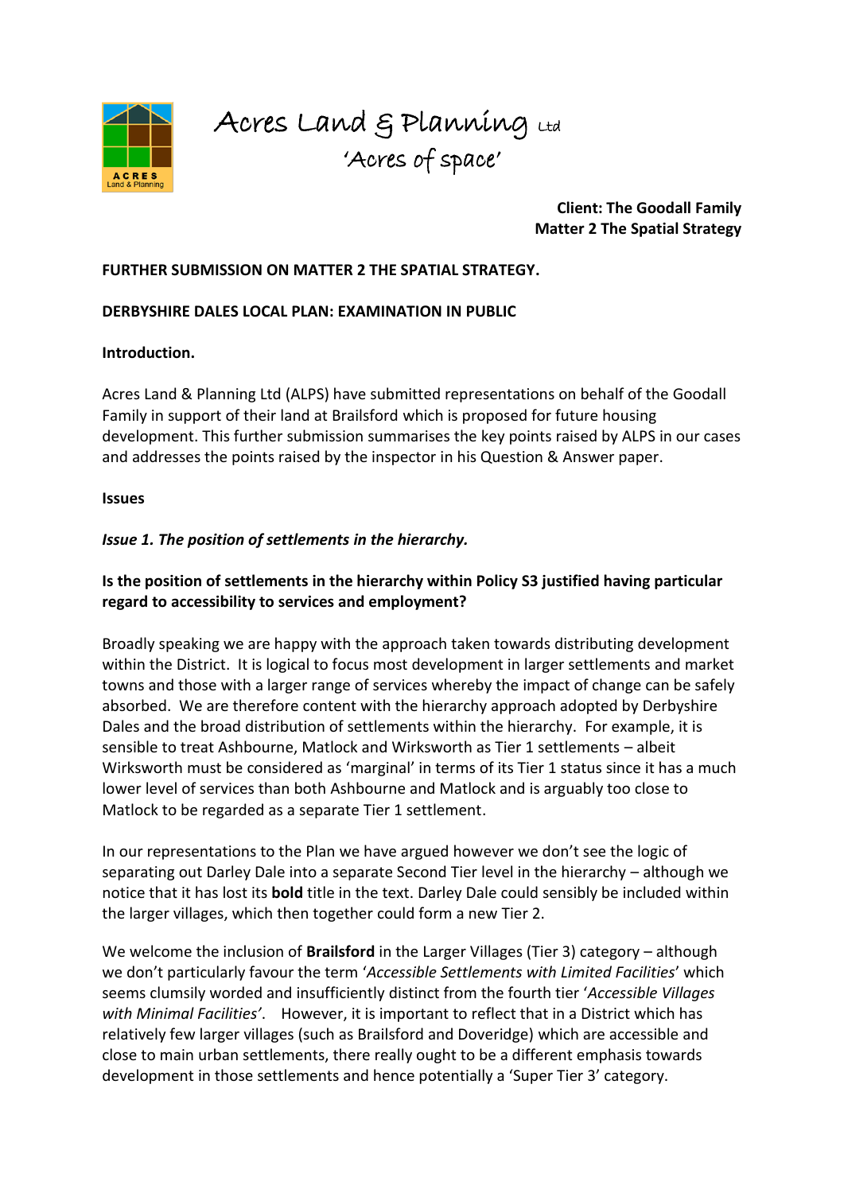Acres Land & Planning Ltd
'Acres of space'

**Client: The Goodall Family**
**Matter 2 The Spatial Strategy**

**FURTHER SUBMISSION ON MATTER 2 THE SPATIAL STRATEGY.**

**DERBYSHIRE DALES LOCAL PLAN: EXAMINATION IN PUBLIC**

**Introduction.**

Acres Land & Planning Ltd (ALPS) have submitted representations on behalf of the Goodall Family in support of their land at Brailsford which is proposed for future housing development. This further submission summarises the key points raised by ALPS in our cases and addresses the points raised by the inspector in his Question & Answer paper.

**Issues**

***Issue 1. The position of settlements in the hierarchy.***

**Is the position of settlements in the hierarchy within Policy S3 justified having particular regard to accessibility to services and employment?**

Broadly speaking we are happy with the approach taken towards distributing development within the District. It is logical to focus most development in larger settlements and market towns and those with a larger range of services whereby the impact of change can be safely absorbed. We are therefore content with the hierarchy approach adopted by Derbyshire Dales and the broad distribution of settlements within the hierarchy. For example, it is sensible to treat Ashbourne, Matlock and Wirksworth as Tier 1 settlements – albeit Wirksworth must be considered as 'marginal' in terms of its Tier 1 status since it has a much lower level of services than both Ashbourne and Matlock and is arguably too close to Matlock to be regarded as a separate Tier 1 settlement.

In our representations to the Plan we have argued however we don't see the logic of separating out Darley Dale into a separate Second Tier level in the hierarchy – although we notice that it has lost its **bold** title in the text. Darley Dale could sensibly be included within the larger villages, which then together could form a new Tier 2.

We welcome the inclusion of **Brailsford** in the Larger Villages (Tier 3) category – although we don't particularly favour the term '*Accessible Settlements with Limited Facilities*' which seems clumsily worded and insufficiently distinct from the fourth tier '*Accessible Villages with Minimal Facilities'*. However, it is important to reflect that in a District which has relatively few larger villages (such as Brailsford and Doveridge) which are accessible and close to main urban settlements, there really ought to be a different emphasis towards development in those settlements and hence potentially a 'Super Tier 3' category.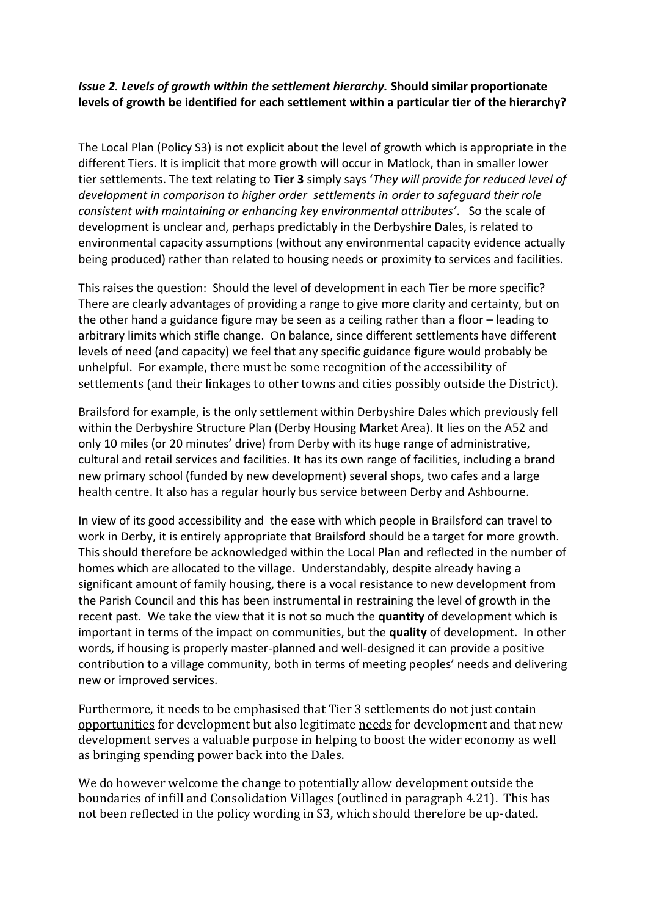***Issue 2. Levels of growth within the settlement hierarchy.* Should similar proportionate levels of growth be identified for each settlement within a particular tier of the hierarchy?**

The Local Plan (Policy S3) is not explicit about the level of growth which is appropriate in the different Tiers. It is implicit that more growth will occur in Matlock, than in smaller lower tier settlements. The text relating to **Tier 3** simply says '*They will provide for reduced level of development in comparison to higher order settlements in order to safeguard their role consistent with maintaining or enhancing key environmental attributes*'. So the scale of development is unclear and, perhaps predictably in the Derbyshire Dales, is related to environmental capacity assumptions (without any environmental capacity evidence actually being produced) rather than related to housing needs or proximity to services and facilities.

This raises the question: Should the level of development in each Tier be more specific? There are clearly advantages of providing a range to give more clarity and certainty, but on the other hand a guidance figure may be seen as a ceiling rather than a floor – leading to arbitrary limits which stifle change. On balance, since different settlements have different levels of need (and capacity) we feel that any specific guidance figure would probably be unhelpful. For example, there must be some recognition of the accessibility of settlements (and their linkages to other towns and cities possibly outside the District).

Brailsford for example, is the only settlement within Derbyshire Dales which previously fell within the Derbyshire Structure Plan (Derby Housing Market Area). It lies on the A52 and only 10 miles (or 20 minutes' drive) from Derby with its huge range of administrative, cultural and retail services and facilities. It has its own range of facilities, including a brand new primary school (funded by new development) several shops, two cafes and a large health centre. It also has a regular hourly bus service between Derby and Ashbourne.

In view of its good accessibility and the ease with which people in Brailsford can travel to work in Derby, it is entirely appropriate that Brailsford should be a target for more growth. This should therefore be acknowledged within the Local Plan and reflected in the number of homes which are allocated to the village. Understandably, despite already having a significant amount of family housing, there is a vocal resistance to new development from the Parish Council and this has been instrumental in restraining the level of growth in the recent past. We take the view that it is not so much the **quantity** of development which is important in terms of the impact on communities, but the **quality** of development. In other words, if housing is properly master-planned and well-designed it can provide a positive contribution to a village community, both in terms of meeting peoples' needs and delivering new or improved services.

Furthermore, it needs to be emphasised that Tier 3 settlements do not just contain <u>opportunities</u> for development but also legitimate <u>needs</u> for development and that new development serves a valuable purpose in helping to boost the wider economy as well as bringing spending power back into the Dales.

We do however welcome the change to potentially allow development outside the boundaries of infill and Consolidation Villages (outlined in paragraph 4.21). This has not been reflected in the policy wording in S3, which should therefore be up-dated.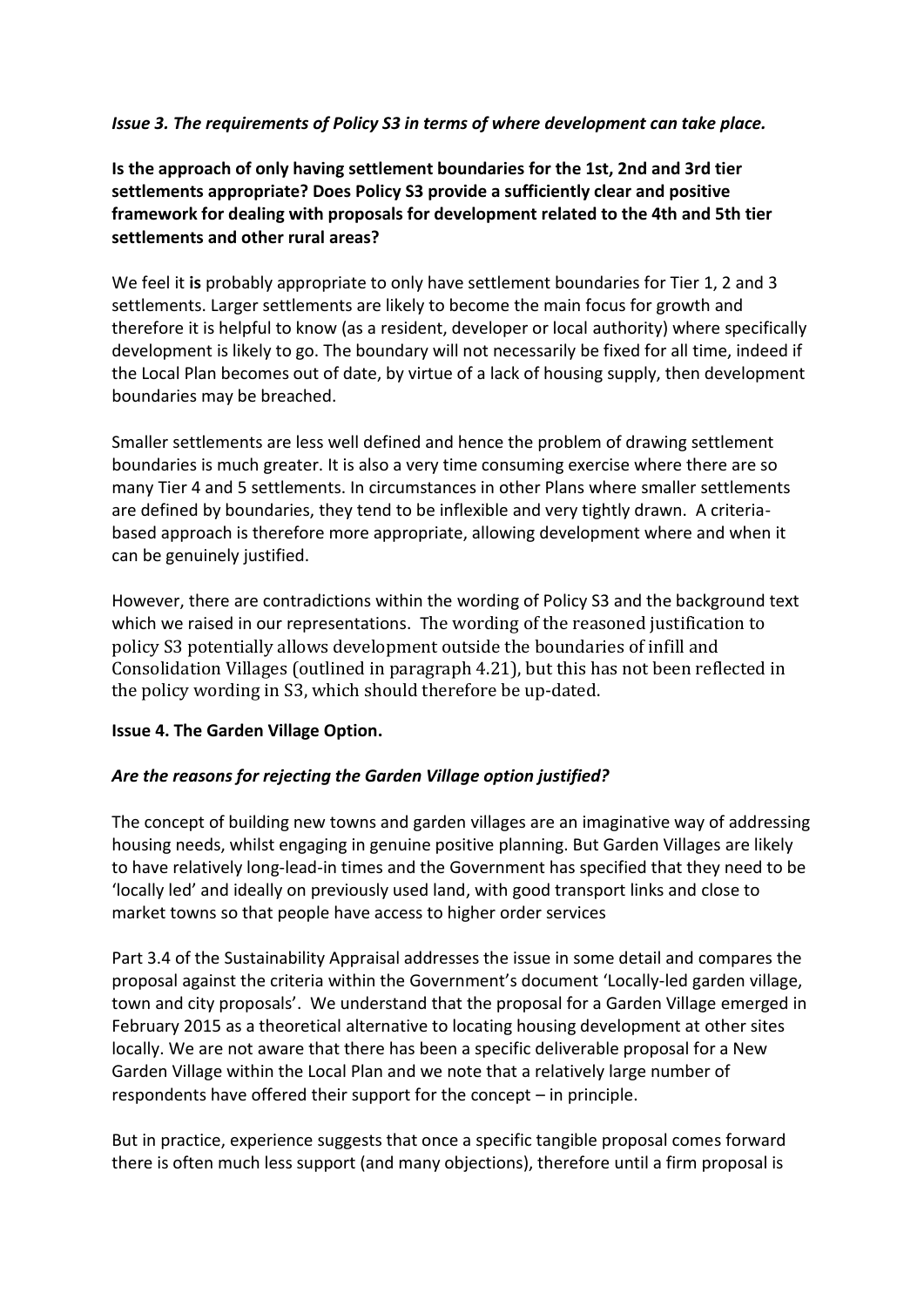***Issue 3. The requirements of Policy S3 in terms of where development can take place.***

**Is the approach of only having settlement boundaries for the 1st, 2nd and 3rd tier settlements appropriate? Does Policy S3 provide a sufficiently clear and positive framework for dealing with proposals for development related to the 4th and 5th tier settlements and other rural areas?**

We feel it **is** probably appropriate to only have settlement boundaries for Tier 1, 2 and 3 settlements. Larger settlements are likely to become the main focus for growth and therefore it is helpful to know (as a resident, developer or local authority) where specifically development is likely to go. The boundary will not necessarily be fixed for all time, indeed if the Local Plan becomes out of date, by virtue of a lack of housing supply, then development boundaries may be breached.

Smaller settlements are less well defined and hence the problem of drawing settlement boundaries is much greater. It is also a very time consuming exercise where there are so many Tier 4 and 5 settlements. In circumstances in other Plans where smaller settlements are defined by boundaries, they tend to be inflexible and very tightly drawn. A criteria-based approach is therefore more appropriate, allowing development where and when it can be genuinely justified.

However, there are contradictions within the wording of Policy S3 and the background text which we raised in our representations. The wording of the reasoned justification to policy S3 potentially allows development outside the boundaries of infill and Consolidation Villages (outlined in paragraph 4.21), but this has not been reflected in the policy wording in S3, which should therefore be up-dated.

**Issue 4. The Garden Village Option.**

***Are the reasons for rejecting the Garden Village option justified?***

The concept of building new towns and garden villages are an imaginative way of addressing housing needs, whilst engaging in genuine positive planning. But Garden Villages are likely to have relatively long-lead-in times and the Government has specified that they need to be 'locally led' and ideally on previously used land, with good transport links and close to market towns so that people have access to higher order services

Part 3.4 of the Sustainability Appraisal addresses the issue in some detail and compares the proposal against the criteria within the Government's document 'Locally-led garden village, town and city proposals'. We understand that the proposal for a Garden Village emerged in February 2015 as a theoretical alternative to locating housing development at other sites locally. We are not aware that there has been a specific deliverable proposal for a New Garden Village within the Local Plan and we note that a relatively large number of respondents have offered their support for the concept – in principle.

But in practice, experience suggests that once a specific tangible proposal comes forward there is often much less support (and many objections), therefore until a firm proposal is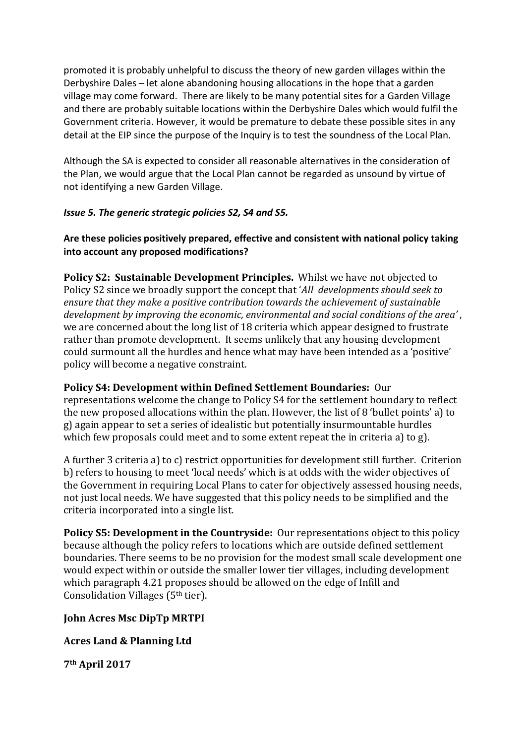promoted it is probably unhelpful to discuss the theory of new garden villages within the Derbyshire Dales – let alone abandoning housing allocations in the hope that a garden village may come forward. There are likely to be many potential sites for a Garden Village and there are probably suitable locations within the Derbyshire Dales which would fulfil the Government criteria. However, it would be premature to debate these possible sites in any detail at the EIP since the purpose of the Inquiry is to test the soundness of the Local Plan.

Although the SA is expected to consider all reasonable alternatives in the consideration of the Plan, we would argue that the Local Plan cannot be regarded as unsound by virtue of not identifying a new Garden Village.

***Issue 5. The generic strategic policies S2, S4 and S5.***

**Are these policies positively prepared, effective and consistent with national policy taking into account any proposed modifications?**

**Policy S2: Sustainable Development Principles.** Whilst we have not objected to Policy S2 since we broadly support the concept that '*All developments should seek to ensure that they make a positive contribution towards the achievement of sustainable development by improving the economic, environmental and social conditions of the area'*, we are concerned about the long list of 18 criteria which appear designed to frustrate rather than promote development. It seems unlikely that any housing development could surmount all the hurdles and hence what may have been intended as a 'positive' policy will become a negative constraint.

**Policy S4: Development within Defined Settlement Boundaries:** Our representations welcome the change to Policy S4 for the settlement boundary to reflect the new proposed allocations within the plan. However, the list of 8 'bullet points' a) to g) again appear to set a series of idealistic but potentially insurmountable hurdles which few proposals could meet and to some extent repeat the in criteria a) to g).

A further 3 criteria a) to c) restrict opportunities for development still further. Criterion b) refers to housing to meet 'local needs' which is at odds with the wider objectives of the Government in requiring Local Plans to cater for objectively assessed housing needs, not just local needs. We have suggested that this policy needs to be simplified and the criteria incorporated into a single list.

**Policy S5: Development in the Countryside:** Our representations object to this policy because although the policy refers to locations which are outside defined settlement boundaries. There seems to be no provision for the modest small scale development one would expect within or outside the smaller lower tier villages, including development which paragraph 4.21 proposes should be allowed on the edge of Infill and Consolidation Villages (5th tier).

**John Acres Msc DipTp MRTPI**

**Acres Land & Planning Ltd**

**7th April 2017**